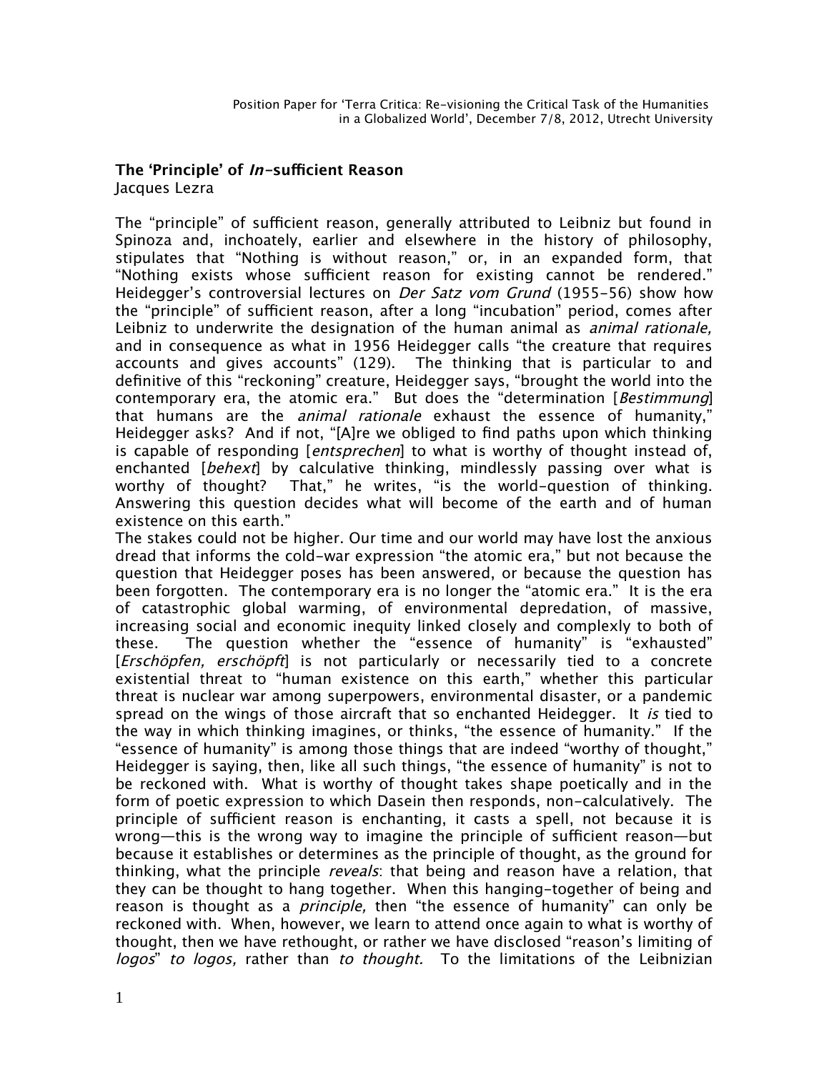Position Paper for 'Terra Critica: Re-visioning the Critical Task of the Humanities in a Globalized World', December 7/8, 2012, Utrecht University

## The 'Principle' of *In*-sufficient Reason

Jacques Lezra

The "principle" of sufficient reason, generally attributed to Leibniz but found in Spinoza and, inchoately, earlier and elsewhere in the history of philosophy, stipulates that "Nothing is without reason," or, in an expanded form, that "Nothing exists whose sufficient reason for existing cannot be rendered." Heidegger's controversial lectures on *Der Satz vom Grund* (1955-56) show how the "principle" of sufficient reason, after a long "incubation" period, comes after Leibniz to underwrite the designation of the human animal as *animal rationale,* and in consequence as what in 1956 Heidegger calls "the creature that requires accounts and gives accounts" (129). The thinking that is particular to and definitive of this "reckoning" creature, Heidegger says, "brought the world into the contemporary era, the atomic era." But does the "determination [*Bestimmung*] that humans are the *animal rationale* exhaust the essence of humanity," Heidegger asks? And if not, "[A]re we obliged to find paths upon which thinking is capable of responding [*entsprechen*] to what is worthy of thought instead of, enchanted [*behext*] by calculative thinking, mindlessly passing over what is worthy of thought? That," he writes, "is the world-question of thinking. Answering this question decides what will become of the earth and of human existence on this earth."

The stakes could not be higher. Our time and our world may have lost the anxious dread that informs the cold-war expression "the atomic era," but not because the question that Heidegger poses has been answered, or because the question has been forgotten. The contemporary era is no longer the "atomic era." It is the era of catastrophic global warming, of environmental depredation, of massive, increasing social and economic inequity linked closely and complexly to both of these. The question whether the "essence of humanity" is "exhausted" [*Erschöpfen, erschöpft*] is not particularly or necessarily tied to a concrete existential threat to "human existence on this earth," whether this particular threat is nuclear war among superpowers, environmental disaster, or a pandemic spread on the wings of those aircraft that so enchanted Heidegger. It *is* tied to the way in which thinking imagines, or thinks, "the essence of humanity." If the "essence of humanity" is among those things that are indeed "worthy of thought," Heidegger is saying, then, like all such things, "the essence of humanity" is not to be reckoned with. What is worthy of thought takes shape poetically and in the form of poetic expression to which Dasein then responds, non-calculatively. The principle of sufficient reason is enchanting, it casts a spell, not because it is wrong—this is the wrong way to imagine the principle of sufficient reason—but because it establishes or determines as the principle of thought, as the ground for thinking, what the principle *reveals*: that being and reason have a relation, that they can be thought to hang together. When this hanging-together of being and reason is thought as a *principle,* then "the essence of humanity" can only be reckoned with. When, however, we learn to attend once again to what is worthy of thought, then we have rethought, or rather we have disclosed "reason's limiting of *logos*" *to logos,* rather than *to thought.* To the limitations of the Leibnizian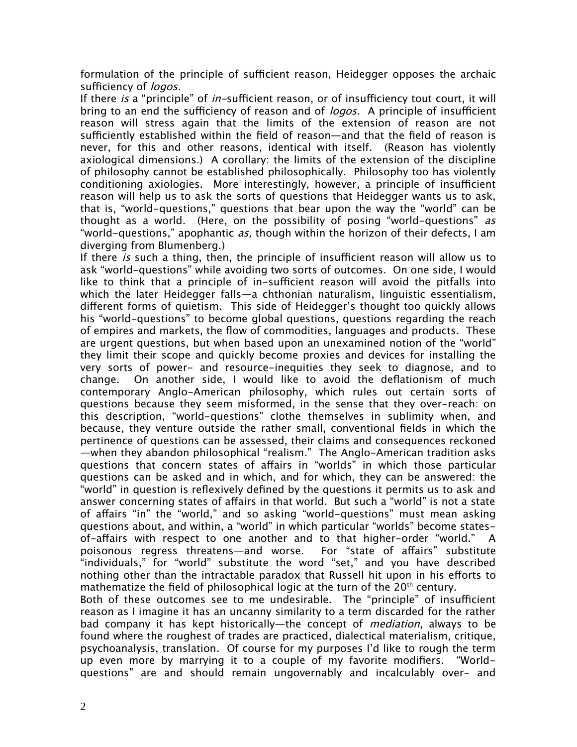formulation of the principle of sufficient reason, Heidegger opposes the archaic sufficiency of *logos.*

If there *is* a "principle" of *in*-sufficient reason, or of insufficiency tout court, it will bring to an end the sufficiency of reason and of *logos.* A principle of insufficient reason will stress again that the limits of the extension of reason are not sufficiently established within the field of reason—and that the field of reason is never, for this and other reasons, identical with itself. (Reason has violently axiological dimensions.) A corollary: the limits of the extension of the discipline of philosophy cannot be established philosophically. Philosophy too has violently conditioning axiologies. More interestingly, however, a principle of insufficient reason will help us to ask the sorts of questions that Heidegger wants us to ask, that is, "world-questions," questions that bear upon the way the "world" can be thought as a world. (Here, on the possibility of posing "world-questions" *as* "world-questions," apophantic *as,* though within the horizon of their defects, I am diverging from Blumenberg.)

If there *is* such a thing, then, the principle of insufficient reason will allow us to ask "world-questions" while avoiding two sorts of outcomes. On one side, I would like to think that a principle of in-sufficient reason will avoid the pitfalls into which the later Heidegger falls—a chthonian naturalism, linguistic essentialism, different forms of quietism. This side of Heidegger's thought too quickly allows his "world-questions" to become global questions, questions regarding the reach of empires and markets, the flow of commodities, languages and products. These are urgent questions, but when based upon an unexamined notion of the "world" they limit their scope and quickly become proxies and devices for installing the very sorts of power- and resource-inequities they seek to diagnose, and to change. On another side, I would like to avoid the deflationism of much contemporary Anglo-American philosophy, which rules out certain sorts of questions because they seem misformed, in the sense that they over-reach: on this description, "world-questions" clothe themselves in sublimity when, and because, they venture outside the rather small, conventional fields in which the pertinence of questions can be assessed, their claims and consequences reckoned —when they abandon philosophical "realism." The Anglo-American tradition asks questions that concern states of affairs in "worlds" in which those particular questions can be asked and in which, and for which, they can be answered: the "world" in question is reflexively defined by the questions it permits us to ask and answer concerning states of affairs in that world. But such a "world" is not a state of affairs "in" the "world," and so asking "world-questions" must mean asking questions about, and within, a "world" in which particular "worlds" become states-of-affairs with respect to one another and to that higher-order "world." A poisonous regress threatens—and worse. For "state of affairs" substitute "individuals," for "world" substitute the word "set," and you have described nothing other than the intractable paradox that Russell hit upon in his efforts to mathematize the field of philosophical logic at the turn of the 20th century.

Both of these outcomes see to me undesirable. The "principle" of insufficient reason as I imagine it has an uncanny similarity to a term discarded for the rather bad company it has kept historically—the concept of *mediation*, always to be found where the roughest of trades are practiced, dialectical materialism, critique, psychoanalysis, translation. Of course for my purposes I'd like to rough the term up even more by marrying it to a couple of my favorite modifiers. "World-questions" are and should remain ungovernably and incalculably over- and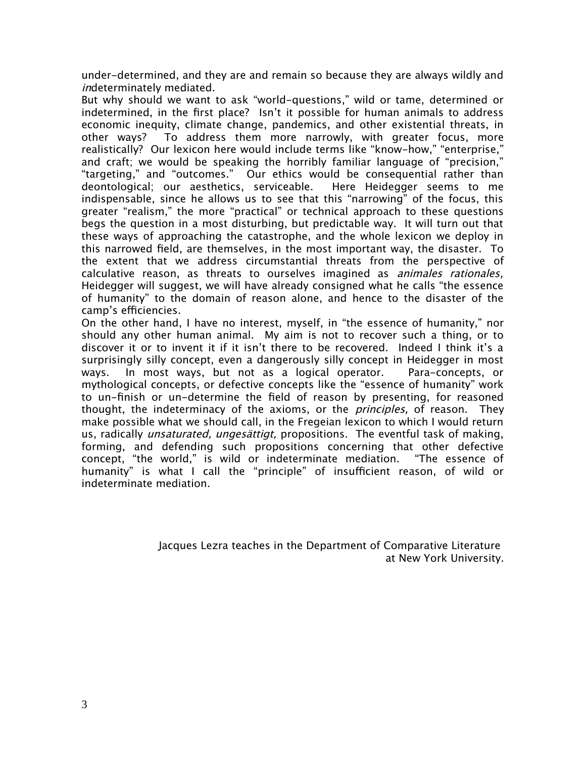under-determined, and they are and remain so because they are always wildly and *in*determinately mediated.

But why should we want to ask "world-questions," wild or tame, determined or indetermined, in the first place? Isn't it possible for human animals to address economic inequity, climate change, pandemics, and other existential threats, in other ways? To address them more narrowly, with greater focus, more realistically? Our lexicon here would include terms like "know-how," "enterprise," and craft; we would be speaking the horribly familiar language of "precision," "targeting," and "outcomes." Our ethics would be consequential rather than deontological; our aesthetics, serviceable. Here Heidegger seems to me indispensable, since he allows us to see that this "narrowing" of the focus, this greater "realism," the more "practical" or technical approach to these questions begs the question in a most disturbing, but predictable way. It will turn out that these ways of approaching the catastrophe, and the whole lexicon we deploy in this narrowed field, are themselves, in the most important way, the disaster. To the extent that we address circumstantial threats from the perspective of calculative reason, as threats to ourselves imagined as *animales rationales,* Heidegger will suggest, we will have already consigned what he calls "the essence of humanity" to the domain of reason alone, and hence to the disaster of the camp's efficiencies.

On the other hand, I have no interest, myself, in "the essence of humanity," nor should any other human animal. My aim is not to recover such a thing, or to discover it or to invent it if it isn't there to be recovered. Indeed I think it's a surprisingly silly concept, even a dangerously silly concept in Heidegger in most ways. In most ways, but not as a logical operator. Para-concepts, or mythological concepts, or defective concepts like the "essence of humanity" work to un-finish or un-determine the field of reason by presenting, for reasoned thought, the indeterminacy of the axioms, or the *principles,* of reason. They make possible what we should call, in the Fregeian lexicon to which I would return us, radically *unsaturated, ungesättigt,* propositions. The eventful task of making, forming, and defending such propositions concerning that other defective concept, "the world," is wild or indeterminate mediation. "The essence of humanity" is what I call the "principle" of insufficient reason, of wild or indeterminate mediation.

Jacques Lezra teaches in the Department of Comparative Literature at New York University.